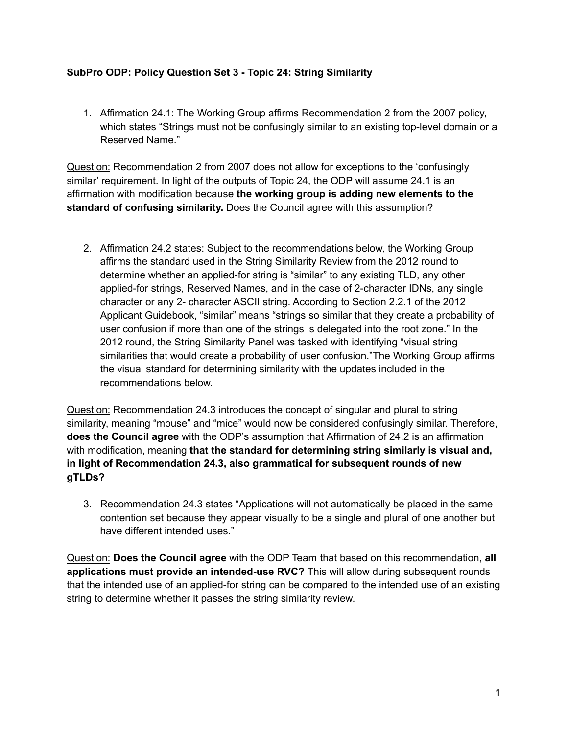**SubPro ODP: Policy Question Set 3 - Topic 24: String Similarity**

1. Affirmation 24.1: The Working Group affirms Recommendation 2 from the 2007 policy, which states "Strings must not be confusingly similar to an existing top-level domain or a Reserved Name."

Question: Recommendation 2 from 2007 does not allow for exceptions to the 'confusingly similar' requirement. In light of the outputs of Topic 24, the ODP will assume 24.1 is an affirmation with modification because **the working group is adding new elements to the standard of confusing similarity.** Does the Council agree with this assumption?

2. Affirmation 24.2 states: Subject to the recommendations below, the Working Group affirms the standard used in the String Similarity Review from the 2012 round to determine whether an applied-for string is "similar" to any existing TLD, any other applied-for strings, Reserved Names, and in the case of 2-character IDNs, any single character or any 2- character ASCII string. According to Section 2.2.1 of the 2012 Applicant Guidebook, "similar" means "strings so similar that they create a probability of user confusion if more than one of the strings is delegated into the root zone." In the 2012 round, the String Similarity Panel was tasked with identifying "visual string similarities that would create a probability of user confusion."The Working Group affirms the visual standard for determining similarity with the updates included in the recommendations below.

Question: Recommendation 24.3 introduces the concept of singular and plural to string similarity, meaning "mouse" and "mice" would now be considered confusingly similar. Therefore, **does the Council agree** with the ODP's assumption that Affirmation of 24.2 is an affirmation with modification, meaning **that the standard for determining string similarly is visual and, in light of Recommendation 24.3, also grammatical for subsequent rounds of new gTLDs?**

3. Recommendation 24.3 states "Applications will not automatically be placed in the same contention set because they appear visually to be a single and plural of one another but have different intended uses."

Question: **Does the Council agree** with the ODP Team that based on this recommendation, **all applications must provide an intended-use RVC?** This will allow during subsequent rounds that the intended use of an applied-for string can be compared to the intended use of an existing string to determine whether it passes the string similarity review.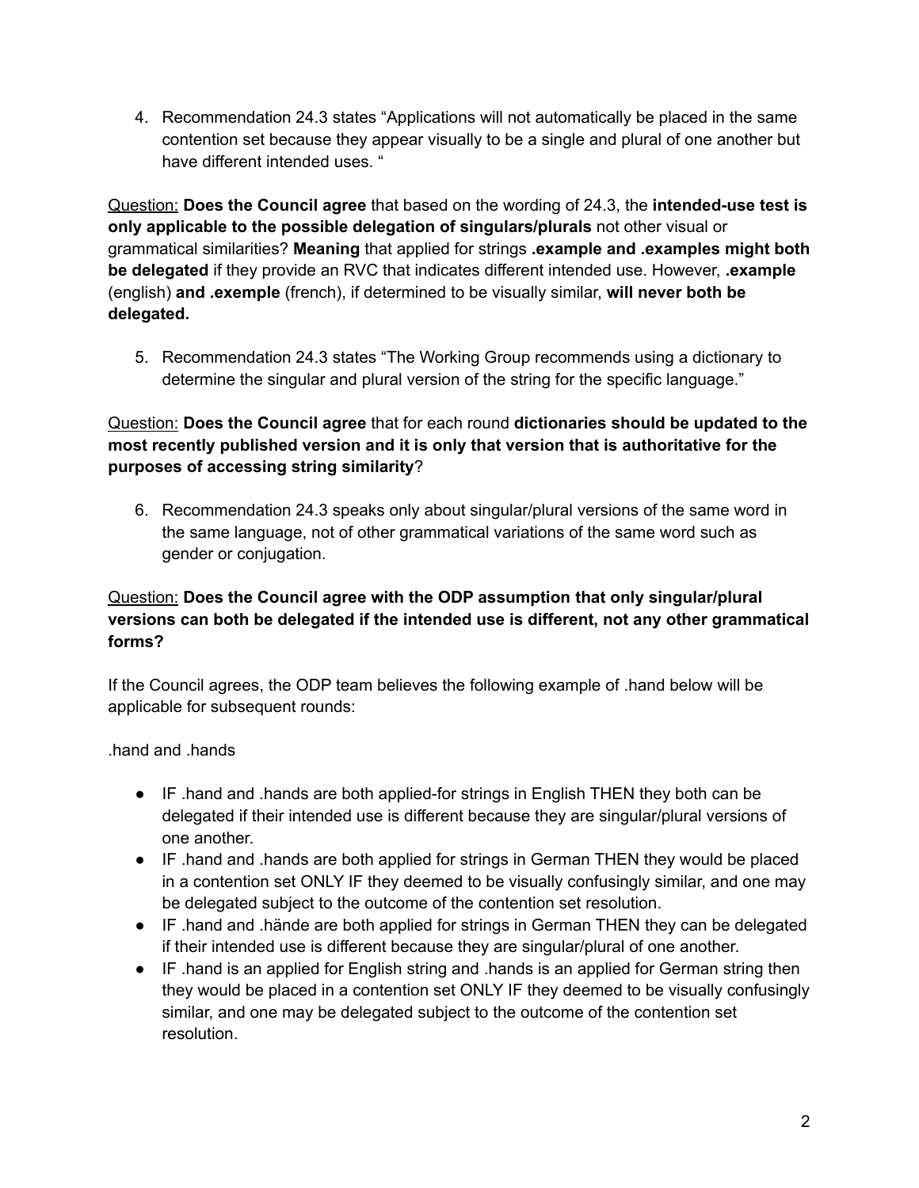4. Recommendation 24.3 states “Applications will not automatically be placed in the same contention set because they appear visually to be a single and plural of one another but have different intended uses. “

Question: **Does the Council agree** that based on the wording of 24.3, the **intended-use test is only applicable to the possible delegation of singulars/plurals** not other visual or grammatical similarities? **Meaning** that applied for strings **.example and .examples might both be delegated** if they provide an RVC that indicates different intended use. However, **.example** (english) **and .exemple** (french), if determined to be visually similar, **will never both be delegated.**

5. Recommendation 24.3 states “The Working Group recommends using a dictionary to determine the singular and plural version of the string for the specific language.”

Question: **Does the Council agree** that for each round **dictionaries should be updated to the most recently published version and it is only that version that is authoritative for the purposes of accessing string similarity**?

6. Recommendation 24.3 speaks only about singular/plural versions of the same word in the same language, not of other grammatical variations of the same word such as gender or conjugation.

Question: **Does the Council agree with the ODP assumption that only singular/plural versions can both be delegated if the intended use is different, not any other grammatical forms?**

If the Council agrees, the ODP team believes the following example of .hand below will be applicable for subsequent rounds:

.hand and .hands

- IF .hand and .hands are both applied-for strings in English THEN they both can be delegated if their intended use is different because they are singular/plural versions of one another.
- IF .hand and .hands are both applied for strings in German THEN they would be placed in a contention set ONLY IF they deemed to be visually confusingly similar, and one may be delegated subject to the outcome of the contention set resolution.
- IF .hand and .hände are both applied for strings in German THEN they can be delegated if their intended use is different because they are singular/plural of one another.
- IF .hand is an applied for English string and .hands is an applied for German string then they would be placed in a contention set ONLY IF they deemed to be visually confusingly similar, and one may be delegated subject to the outcome of the contention set resolution.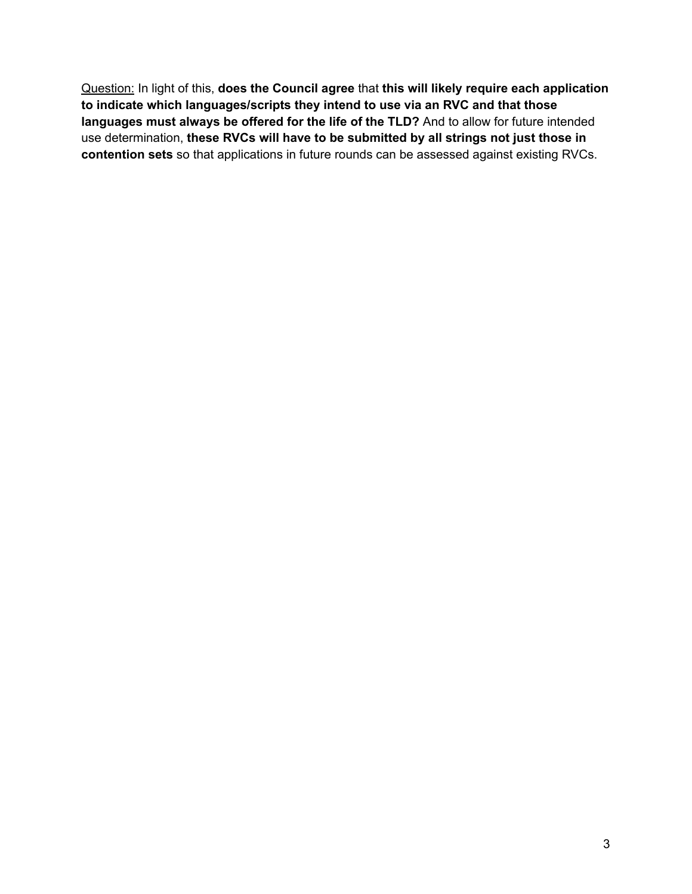<u>Question:</u> In light of this, **does the Council agree** that **this will likely require each application to indicate which languages/scripts they intend to use via an RVC and that those languages must always be offered for the life of the TLD?** And to allow for future intended use determination, **these RVCs will have to be submitted by all strings not just those in contention sets** so that applications in future rounds can be assessed against existing RVCs.